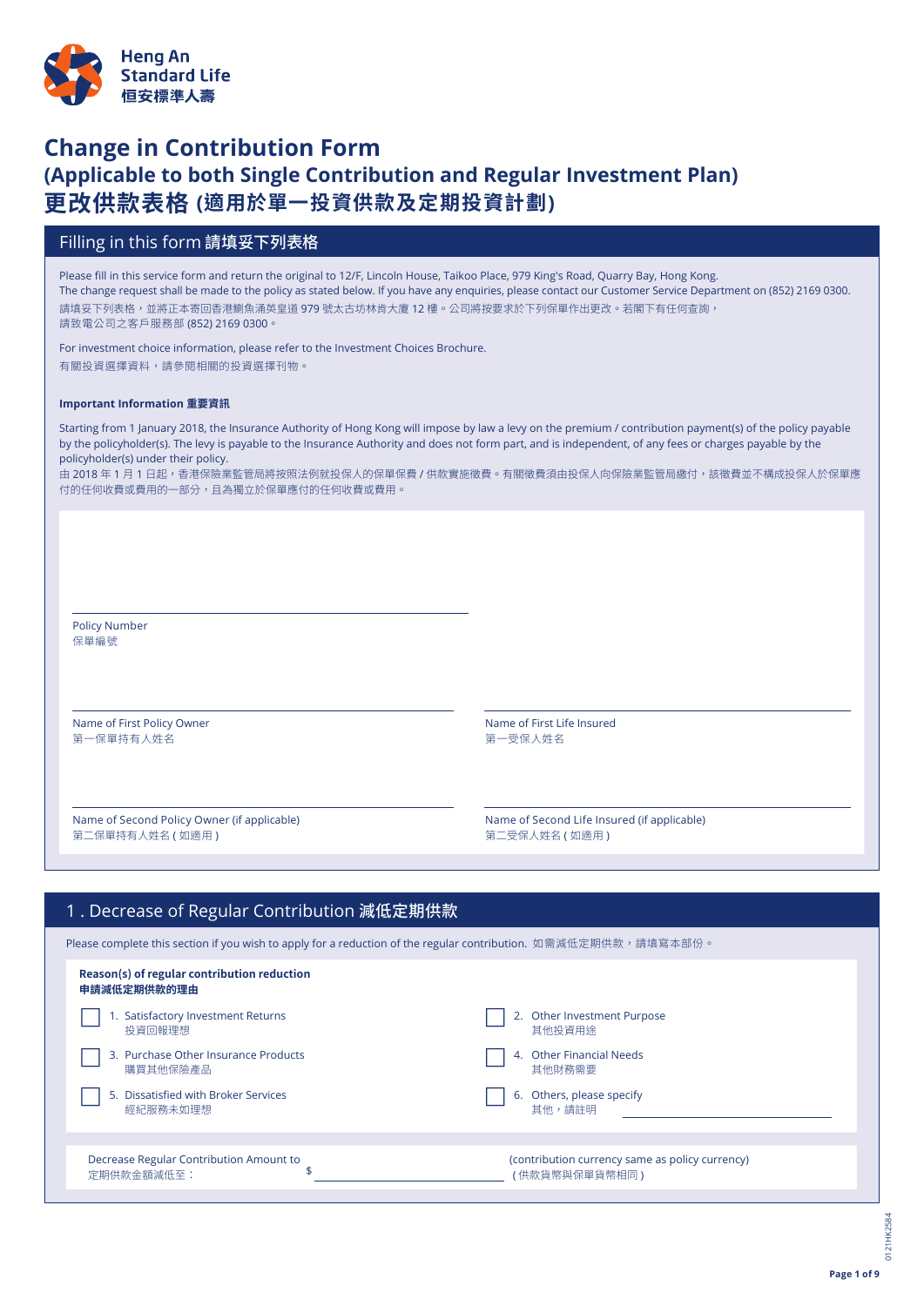Heng An
Standard Life
恒安標準人壽

# Change in Contribution Form
## (Applicable to both Single Contribution and Regular Investment Plan)
## 更改供款表格 (適用於單一投資供款及定期投資計劃)

## Filling in this form 請填妥下列表格

Please fill in this service form and return the original to 12/F, Lincoln House, Taikoo Place, 979 King's Road, Quarry Bay, Hong Kong.
The change request shall be made to the policy as stated below. If you have any enquiries, please contact our Customer Service Department on (852) 2169 0300.
請填妥下列表格，並將正本寄回香港鰂魚涌英皇道 979 號太古坊林肯大廈 12 樓。公司將按要求於下列保單作出更改。若閣下有任何查詢，請致電公司之客戶服務部 (852) 2169 0300。

For investment choice information, please refer to the Investment Choices Brochure.
有關投資選擇資料，請參閱相關的投資選擇刊物。

**Important Information 重要資訊**

Starting from 1 January 2018, the Insurance Authority of Hong Kong will impose by law a levy on the premium / contribution payment(s) of the policy payable by the policyholder(s). The levy is payable to the Insurance Authority and does not form part, and is independent, of any fees or charges payable by the policyholder(s) under their policy.
由 2018 年 1 月 1 日起，香港保險業監管局將按照法例就投保人的保單保費 / 供款實施徵費。有關徵費須由投保人向保險業監管局繳付，該徵費並不構成投保人於保單應付的任何收費或費用的一部分，且為獨立於保單應付的任何收費或費用。

Policy Number 保單編號: ______________________

Name of First Policy Owner 第一保單持有人姓名: ______________________

Name of First Life Insured 第一受保人姓名: ______________________

Name of Second Policy Owner (if applicable) 第二保單持有人姓名 ( 如適用 ): ______________________

Name of Second Life Insured (if applicable) 第二受保人姓名 ( 如適用 ): ______________________

## 1 . Decrease of Regular Contribution 減低定期供款

Please complete this section if you wish to apply for a reduction of the regular contribution. 如需減低定期供款，請填寫本部份。

**Reason(s) of regular contribution reduction**
**申請減低定期供款的理由**

- ☐ 1. Satisfactory Investment Returns 投資回報理想
- ☐ 2. Other Investment Purpose 其他投資用途
- ☐ 3. Purchase Other Insurance Products 購買其他保險產品
- ☐ 4. Other Financial Needs 其他財務需要
- ☐ 5. Dissatisfied with Broker Services 經紀服務未如理想
- ☐ 6. Others, please specify 其他，請註明 ______________________

Decrease Regular Contribution Amount to 定期供款金額減低至： $ ______________________ (contribution currency same as policy currency) ( 供款貨幣與保單貨幣相同 )

0121HK2584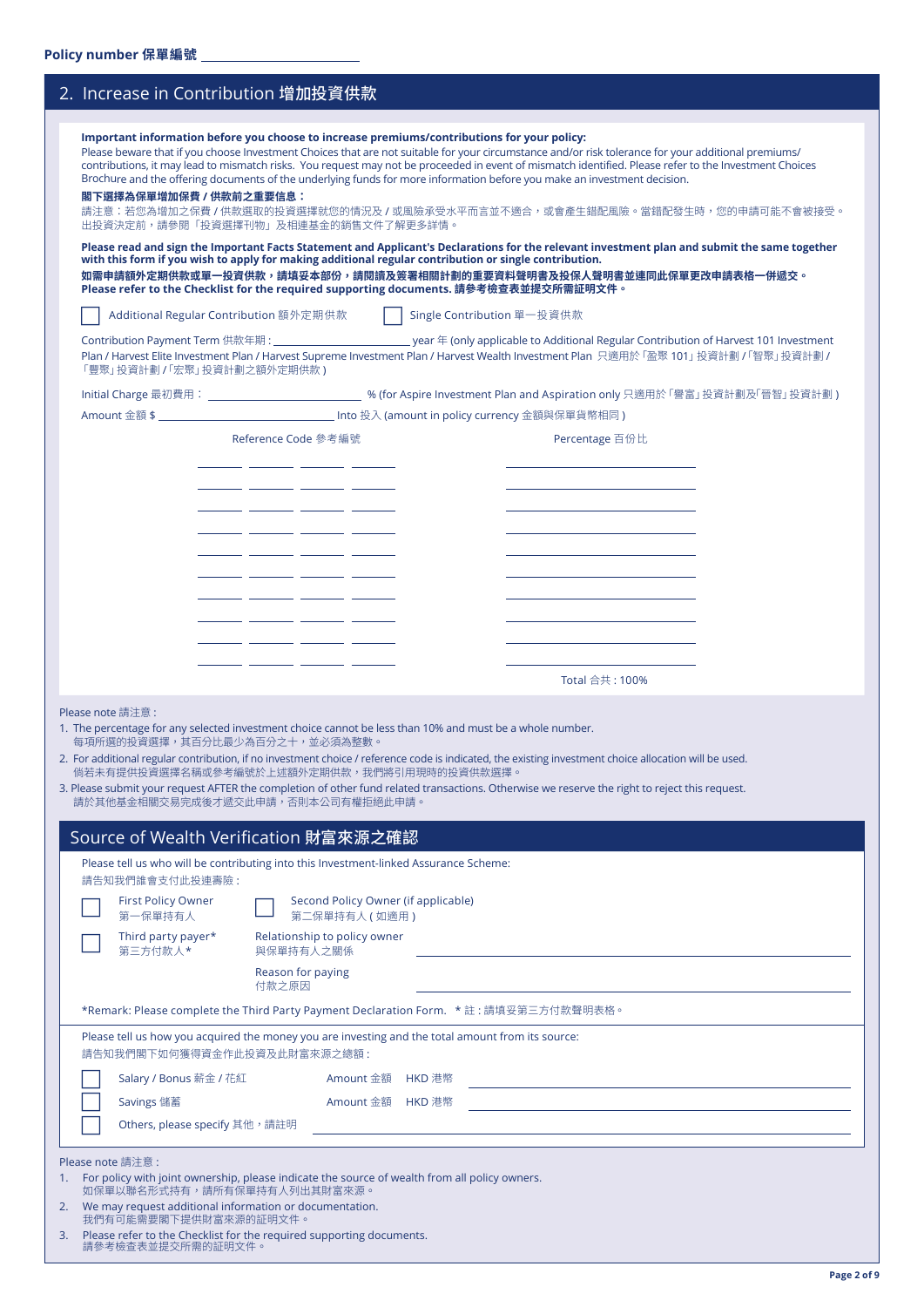**Policy number 保單編號** ____________________

## 2. Increase in Contribution 增加投資供款

**Important information before you choose to increase premiums/contributions for your policy:**
Please beware that if you choose Investment Choices that are not suitable for your circumstance and/or risk tolerance for your additional premiums/contributions, it may lead to mismatch risks. You request may not be proceeded in event of mismatch identified. Please refer to the Investment Choices Brochure and the offering documents of the underlying funds for more information before you make an investment decision.

**閣下選擇為保單增加保費 / 供款前之重要信息：**
請注意：若您為增加之保費 / 供款選取的投資選擇就您的情況及 / 或風險承受水平而言並不適合，或會產生錯配風險。當錯配發生時，您的申請可能不會被接受。出投資決定前，請參閱「投資選擇刊物」及相連基金的銷售文件了解更多詳情。

**Please read and sign the Important Facts Statement and Applicant's Declarations for the relevant investment plan and submit the same together with this form if you wish to apply for making additional regular contribution or single contribution.**
**如需申請額外定期供款或單一投資供款，請填妥本部份，請閱讀及簽署相關計劃的重要資料聲明書及投保人聲明書並連同此保單更改申請表格一併遞交。**
**Please refer to the Checklist for the required supporting documents. 請參考檢查表並提交所需証明文件。**

☐ Additional Regular Contribution 額外定期供款　　☐ Single Contribution 單一投資供款

Contribution Payment Term 供款年期 : ____________________ year 年 (only applicable to Additional Regular Contribution of Harvest 101 Investment Plan / Harvest Elite Investment Plan / Harvest Supreme Investment Plan / Harvest Wealth Investment Plan 只適用於「盈聚 101」投資計劃 /「智聚」投資計劃 /「豐聚」投資計劃 /「宏聚」投資計劃之額外定期供款 )

Initial Charge 最初費用 : ____________________ % (for Aspire Investment Plan and Aspiration only 只適用於「譽富」投資計劃及「晉智」投資計劃 )

Amount 金額 $ ____________________ Into 投入 (amount in policy currency 金額與保單貨幣相同 )

| Reference Code 參考編號 | Percentage 百份比 |
|---|---|
| ____ ____ ____ ____ | |
| ____ ____ ____ ____ | |
| ____ ____ ____ ____ | |
| ____ ____ ____ ____ | |
| ____ ____ ____ ____ | |
| ____ ____ ____ ____ | |
| ____ ____ ____ ____ | |
| ____ ____ ____ ____ | |
| ____ ____ ____ ____ | |
| ____ ____ ____ ____ | |
| | Total 合共 : 100% |

Please note 請注意 :

1. The percentage for any selected investment choice cannot be less than 10% and must be a whole number.
   每項所選的投資選擇，其百分比最少為百分之十，並必須為整數。
2. For additional regular contribution, if no investment choice / reference code is indicated, the existing investment choice allocation will be used.
   倘若未有提供投資選擇名稱或參考編號於上述額外定期供款，我們將引用現時的投資供款選擇。
3. Please submit your request AFTER the completion of other fund related transactions. Otherwise we reserve the right to reject this request.
   請於其他基金相關交易完成後才遞交此申請，否則本公司有權拒絕此申請。

## Source of Wealth Verification 財富來源之確認

Please tell us who will be contributing into this Investment-linked Assurance Scheme:
請告知我們誰會支付此投連壽險：

☐ First Policy Owner 第一保單持有人　　☐ Second Policy Owner (if applicable) 第二保單持有人 ( 如適用 )

☐ Third party payer* 第三方付款人*　　Relationship to policy owner 與保單持有人之關係 ____________________

Reason for paying 付款之原因 ____________________

*Remark: Please complete the Third Party Payment Declaration Form. * 註 : 請填妥第三方付款聲明表格。

Please tell us how you acquired the money you are investing and the total amount from its source:
請告知我們閣下如何獲得資金作此投資及此財富來源之總額 :

☐ Salary / Bonus 薪金 / 花紅　　Amount 金額　HKD 港幣 ____________________

☐ Savings 儲蓄　　Amount 金額　HKD 港幣 ____________________

☐ Others, please specify 其他，請註明 ____________________

Please note 請注意 :

1. For policy with joint ownership, please indicate the source of wealth from all policy owners.
   如保單以聯名形式持有，請所有保單持有人列出其財富來源。
2. We may request additional information or documentation.
   我們有可能需要閣下提供財富來源的証明文件。
3. Please refer to the Checklist for the required supporting documents.
   請參考檢查表並提交所需的証明文件。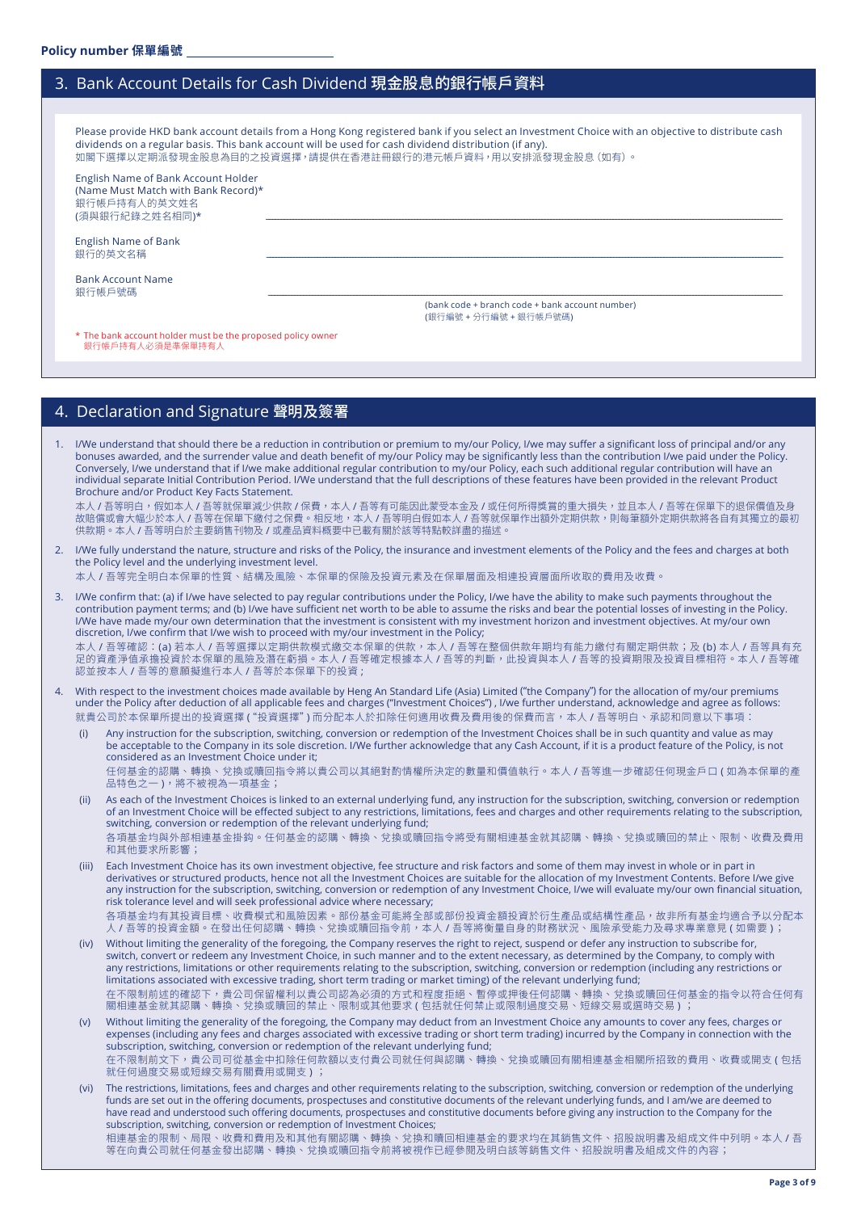Policy number 保單編號 ____________________

## 3. Bank Account Details for Cash Dividend 現金股息的銀行帳戶資料

Please provide HKD bank account details from a Hong Kong registered bank if you select an Investment Choice with an objective to distribute cash dividends on a regular basis. This bank account will be used for cash dividend distribution (if any).
如閣下選擇以定期派發現金股息為目的之投資選擇，請提供在香港註冊銀行的港元帳戶資料，用以安排派發現金股息（如有）。

English Name of Bank Account Holder (Name Must Match with Bank Record)*
銀行帳戶持有人的英文姓名
(須與銀行紀錄之姓名相同)* ____________________________________________

English Name of Bank
銀行的英文名稱 ____________________________________________

Bank Account Name
銀行帳戶號碼 ____________________________________________
(bank code + branch code + bank account number)
(銀行編號 + 分行編號 + 銀行帳戶號碼)

* The bank account holder must be the proposed policy owner
銀行帳戶持有人必須是準保單持有人

## 4. Declaration and Signature 聲明及簽署

1. I/We understand that should there be a reduction in contribution or premium to my/our Policy, I/we may suffer a significant loss of principal and/or any bonuses awarded, and the surrender value and death benefit of my/our Policy may be significantly less than the contribution I/we paid under the Policy. Conversely, I/we understand that if I/we make additional regular contribution to my/our Policy, each such additional regular contribution will have an individual separate Initial Contribution Period. I/We understand that the full descriptions of these features have been provided in the relevant Product Brochure and/or Product Key Facts Statement.
本人 / 吾等明白，假如本人 / 吾等就保單減少供款 / 保費，本人 / 吾等有可能因此蒙受本金及 / 或任何所得獎賞的重大損失，並且本人 / 吾等在保單下的退保價值及身故賠償或會大幅少於本人 / 吾等在保單下繳付之保費。相反地，本人 / 吾等明白假如本人 / 吾等就保單作出額外定期供款，則每筆額外定期供款將各自有其獨立的最初供款期。本人 / 吾等明白於主要銷售刊物及 / 或產品資料概要中已載有關於該等特點詳盡的描述。

2. I/We fully understand the nature, structure and risks of the Policy, the insurance and investment elements of the Policy and the fees and charges at both the Policy level and the underlying investment level.
本人 / 吾等完全明白本保單的性質、結構及風險、本保單的保險及投資元素及在保單層面及相連投資層面所收取的費用及收費。

3. I/We confirm that: (a) if I/we have selected to pay regular contributions under the Policy, I/we have the ability to make such payments throughout the contribution payment terms; and (b) I/we have sufficient net worth to be able to assume the risks and bear the potential losses of investing in the Policy. I/We have made my/our own determination that the investment is consistent with my investment horizon and investment objectives. At my/our own discretion, I/we confirm that I/we wish to proceed with my/our investment in the Policy;
本人 / 吾等確認：(a) 若本人 / 吾等選擇以定期供款模式繳交本保單的供款，本人 / 吾等在整個供款年期均有能力繳付有關定期供款；及 (b) 本人 / 吾等具有充足的資產淨值承擔投資於本保單的風險及潛在虧損。本人 / 吾等確定根據本人 / 吾等的判斷，此投資與本人 / 吾等的投資期限及投資目標相符。本人 / 吾等確認並按本人 / 吾等的意願繼續進行本人 / 吾等於本保單下的投資；

4. With respect to the investment choices made available by Heng An Standard Life (Asia) Limited ("the Company") for the allocation of my/our premiums under the Policy after deduction of all applicable fees and charges ("Investment Choices"), I/we further understand, acknowledge and agree as follows:
就貴公司於本保單所提出的投資選擇（"投資選擇"）而分配本人於扣除任何適用收費及費用後的保費而言，本人 / 吾等明白、承認和同意以下事項：
   (i) Any instruction for the subscription, switching, conversion or redemption of the Investment Choices shall be in such quantity and value as may be acceptable to the Company in its sole discretion. I/We further acknowledge that any Cash Account, if it is a product feature of the Policy, is not considered as an Investment Choice under it;
   任何基金的認購、轉換、兌換或贖回指令將以貴公司以其絕對酌情權所決定的數量和價值執行。本人 / 吾等進一步確認任何現金戶口 ( 如為本保單的產品特色之一 )，將不被視為一項基金；
   (ii) As each of the Investment Choices is linked to an external underlying fund, any instruction for the subscription, switching, conversion or redemption of an Investment Choice will be effected subject to any restrictions, limitations, fees and charges and other requirements relating to the subscription, switching, conversion or redemption of the relevant underlying fund;
   各項基金均與外部相連基金掛鈎。任何基金的認購、轉換、兌換或贖回指令將受有關相連基金就其認購、轉換、兌換或贖回的禁止、限制、收費及費用和其他要求所影響；
   (iii) Each Investment Choice has its own investment objective, fee structure and risk factors and some of them may invest in whole or in part in derivatives or structured products, hence not all the Investment Choices are suitable for the allocation of my Investment Contents. Before I/we give any instruction for the subscription, switching, conversion or redemption of any Investment Choice, I/we will evaluate my/our own financial situation, risk tolerance level and will seek professional advice where necessary;
   各項基金均有其投資目標、收費模式和風險因素。部份基金可能將全部或部份投資金額投資於衍生產品或結構性產品，故非所有基金均適合予以分配本人 / 吾等的投資金額。在發出任何認購、轉換、兌換或贖回指令前，本人 / 吾等將衡量自身的財務狀況、風險承受能力及尋求專業意見 ( 如需要 )；
   (iv) Without limiting the generality of the foregoing, the Company reserves the right to reject, suspend or defer any instruction to subscribe for, switch, convert or redeem any Investment Choice, in such manner and to the extent necessary, as determined by the Company, to comply with any restrictions, limitations or other requirements relating to the subscription, switching, conversion or redemption (including any restrictions or limitations associated with excessive trading, short term trading or market timing) of the relevant underlying fund;
   在不限制前述的確認下，貴公司保留權利以貴公司認為必須的方式和程度拒絕、暫停或押後任何認購、轉換、兌換或贖回任何基金的指令以符合任何有關相連基金就其認購、轉換、兌換或贖回的禁止、限制或其他要求 ( 包括就任何禁止或限制過度交易、短線交易或選時交易 )；
   (v) Without limiting the generality of the foregoing, the Company may deduct from an Investment Choice any amounts to cover any fees, charges or expenses (including any fees and charges associated with excessive trading or short term trading) incurred by the Company in connection with the subscription, switching, conversion or redemption of the relevant underlying fund;
   在不限制前文下，貴公司可從基金中扣除任何款額以支付貴公司就任何與認購、轉換、兌換或贖回有關相連基金相關所招致的費用、收費或開支 ( 包括就任何過度交易或短線交易有關費用或開支 )；
   (vi) The restrictions, limitations, fees and charges and other requirements relating to the subscription, switching, conversion or redemption of the underlying funds are set out in the offering documents, prospectuses and constitutive documents of the relevant underlying funds, and I am/we are deemed to have read and understood such offering documents, prospectuses and constitutive documents before giving any instruction to the Company for the subscription, switching, conversion or redemption of Investment Choices;
   相連基金的限制、局限、收費和費用及和其他有關認購、轉換、兌換和贖回相連基金的要求均在其銷售文件、招股說明書及組成文件中列明。本人 / 吾等在向貴公司就任何基金發出認購、轉換、兌換或贖回指令前將被視作已經參閱及明白該等銷售文件、招股說明書及組成文件的內容；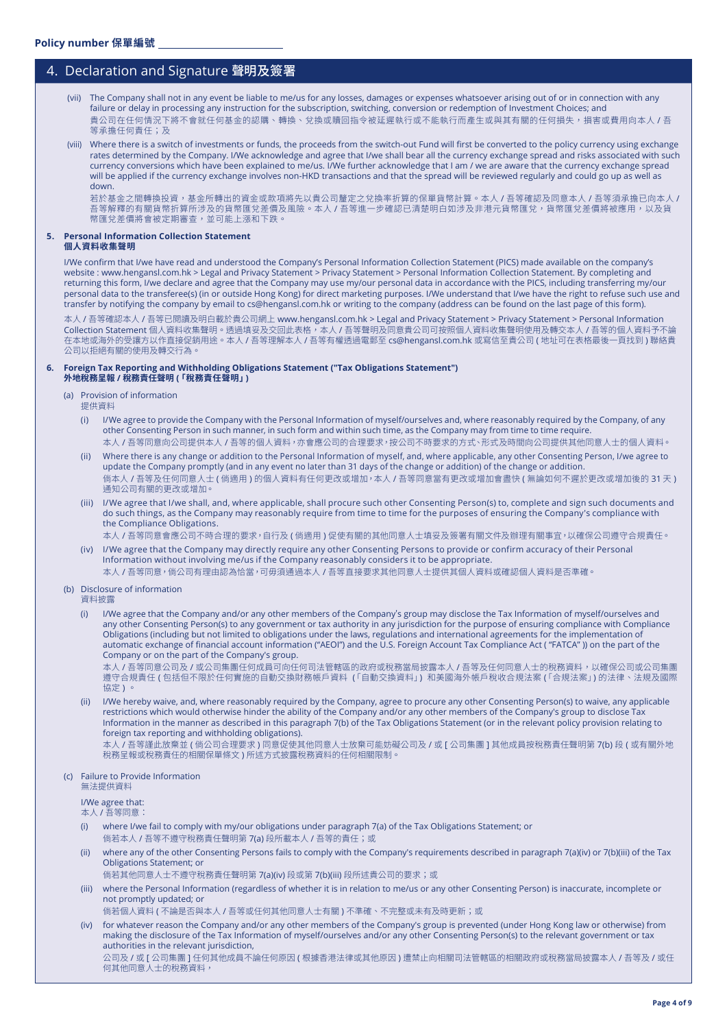Policy number 保單編號 ______________________

## 4. Declaration and Signature 聲明及簽署

(vii) The Company shall not in any event be liable to me/us for any losses, damages or expenses whatsoever arising out of or in connection with any failure or delay in processing any instruction for the subscription, switching, conversion or redemption of Investment Choices; and
貴公司在任何情況下將不會就任何基金的認購、轉換、兌換或贖回指令被延遲執行或不能執行而產生或與其有關的任何損失，損害或費用向本人 / 吾等承擔任何責任；及

(viii) Where there is a switch of investments or funds, the proceeds from the switch-out Fund will first be converted to the policy currency using exchange rates determined by the Company. I/We acknowledge and agree that I/we shall bear all the currency exchange spread and risks associated with such currency conversions which have been explained to me/us. I/We further acknowledge that I am / we are aware that the currency exchange spread will be applied if the currency exchange involves non-HKD transactions and that the spread will be reviewed regularly and could go up as well as down.
若於基金之間轉換投資，基金所轉出的資金或款項將先以貴公司釐定之兌換率折算的保單貨幣計算。本人 / 吾等確認及同意本人 / 吾等須承擔已向本人 / 吾等解釋的有關貨幣折算所涉及的貨幣匯兌差價及風險。本人 / 吾等進一步確認已清楚明白如涉及非港元貨幣匯兌，貨幣匯兌差價將被應用，以及貨幣匯兌差價將會被定期審查，並可能上漲和下跌。

### 5. Personal Information Collection Statement 個人資料收集聲明

I/We confirm that I/we have read and understood the Company's Personal Information Collection Statement (PICS) made available on the company's website : www.hengansl.com.hk > Legal and Privacy Statement > Privacy Statement > Personal Information Collection Statement. By completing and returning this form, I/we declare and agree that the Company may use my/our personal data in accordance with the PICS, including transferring my/our personal data to the transferee(s) (in or outside Hong Kong) for direct marketing purposes. I/We understand that I/we have the right to refuse such use and transfer by notifying the company by email to cs@hengansl.com.hk or writing to the company (address can be found on the last page of this form).

本人 / 吾等確認本人 / 吾等已閱讀及明白載於貴公司網上 www.hengansl.com.hk > Legal and Privacy Statement > Privacy Statement > Personal Information Collection Statement 個人資料收集聲明。透過填妥及交回此表格，本人 / 吾等聲明及同意貴公司可按照個人資料收集聲明使用及轉交本人 / 吾等的個人資料予不論在本地或海外的受讓方以作直接促銷用途。本人 / 吾等理解本人 / 吾等有權透過電郵至 cs@hengansl.com.hk 或寫信至貴公司 ( 地址可在表格最後一頁找到 ) 聯絡貴公司以拒絕有關的使用及轉交行為。

### 6. Foreign Tax Reporting and Withholding Obligations Statement ("Tax Obligations Statement") 外地稅務呈報 / 稅務責任聲明 (「稅務責任聲明」)

(a) Provision of information
提供資料

(i) I/We agree to provide the Company with the Personal Information of myself/ourselves and, where reasonably required by the Company, of any other Consenting Person in such manner, in such form and within such time, as the Company may from time to time require.
本人 / 吾等同意向公司提供本人 / 吾等的個人資料，亦會應公司的合理要求，按公司不時要求的方式、形式及時間向公司提供其他同意人士的個人資料。

(ii) Where there is any change or addition to the Personal Information of myself, and, where applicable, any other Consenting Person, I/we agree to update the Company promptly (and in any event no later than 31 days of the change or addition) of the change or addition.
倘本人 / 吾等及任何同意人士 ( 倘適用 ) 的個人資料有任何更改或增加，本人 / 吾等同意當有更改或增加會盡快 ( 無論如何不遲於更改或增加後的 31 天 ) 通知公司有關的更改或增加。

(iii) I/We agree that I/we shall, and, where applicable, shall procure such other Consenting Person(s) to, complete and sign such documents and do such things, as the Company may reasonably require from time to time for the purposes of ensuring the Company's compliance with the Compliance Obligations.
本人 / 吾等同意會應公司不時合理的要求，自行及 ( 倘適用 ) 促使有關的其他同意人士填妥及簽署有關文件及辦理有關事宜，以確保公司遵守合規責任。

(iv) I/We agree that the Company may directly require any other Consenting Persons to provide or confirm accuracy of their Personal Information without involving me/us if the Company reasonably considers it to be appropriate.
本人 / 吾等同意，倘公司有理由認為恰當，可毋須通過本人 / 吾等直接要求其他同意人士提供其個人資料或確認個人資料是否準確。

(b) Disclosure of information
資料披露

(i) I/We agree that the Company and/or any other members of the Company's group may disclose the Tax Information of myself/ourselves and any other Consenting Person(s) to any government or tax authority in any jurisdiction for the purpose of ensuring compliance with Compliance Obligations (including but not limited to obligations under the laws, regulations and international agreements for the implementation of automatic exchange of financial account information ("AEOI") and the U.S. Foreign Account Tax Compliance Act ( "FATCA" )) on the part of the Company or on the part of the Company's group.
本人 / 吾等同意公司及 / 或公司集團任何成員可向任何司法管轄區的政府或稅務當局披露本人 / 吾等及任何同意人士的稅務資料，以確保公司或公司集團遵守合規責任 ( 包括但不限於任何實施的自動交換財務帳戶資料 （「自動交換資料」） 和美國海外帳戶稅收合規法案 (「合規法案」) 的法律、法規及國際協定 ) 。

(ii) I/We hereby waive, and, where reasonably required by the Company, agree to procure any other Consenting Person(s) to waive, any applicable restrictions which would otherwise hinder the ability of the Company and/or any other members of the Company's group to disclose Tax Information in the manner as described in this paragraph 7(b) of the Tax Obligations Statement (or in the relevant policy provision relating to foreign tax reporting and withholding obligations).
本人 / 吾等謹此放棄並 ( 倘公司合理要求 ) 同意促使其他同意人士放棄可能妨礙公司及 / 或 [ 公司集團 ] 其他成員按稅務責任聲明第 7(b) 段 ( 或有關外地稅務呈報或稅務責任的相關保單條文 ) 所述方式披露稅務資料的任何相關限制。

(c) Failure to Provide Information
無法提供資料

I/We agree that:
本人 / 吾等同意：

(i) where I/we fail to comply with my/our obligations under paragraph 7(a) of the Tax Obligations Statement; or
倘若本人 / 吾等不遵守稅務責任聲明第 7(a) 段所載本人 / 吾等的責任；或

(ii) where any of the other Consenting Persons fails to comply with the Company's requirements described in paragraph 7(a)(iv) or 7(b)(iii) of the Tax Obligations Statement; or
倘若其他同意人士不遵守稅務責任聲明第 7(a)(iv) 段或第 7(b)(iii) 段所述貴公司的要求；或

(iii) where the Personal Information (regardless of whether it is in relation to me/us or any other Consenting Person) is inaccurate, incomplete or not promptly updated; or
倘若個人資料 ( 不論是否與本人 / 吾等或任何其他同意人士有關 ) 不準確、不完整或未有及時更新；或

(iv) for whatever reason the Company and/or any other members of the Company's group is prevented (under Hong Kong law or otherwise) from making the disclosure of the Tax Information of myself/ourselves and/or any other Consenting Person(s) to the relevant government or tax authorities in the relevant jurisdiction,
公司及 / 或 [ 公司集團 ] 任何其他成員不論任何原因 ( 根據香港法律或其他原因 ) 遭禁止向相關司法管轄區的相關政府或稅務當局披露本人 / 吾等及 / 或任何其他同意人士的稅務資料，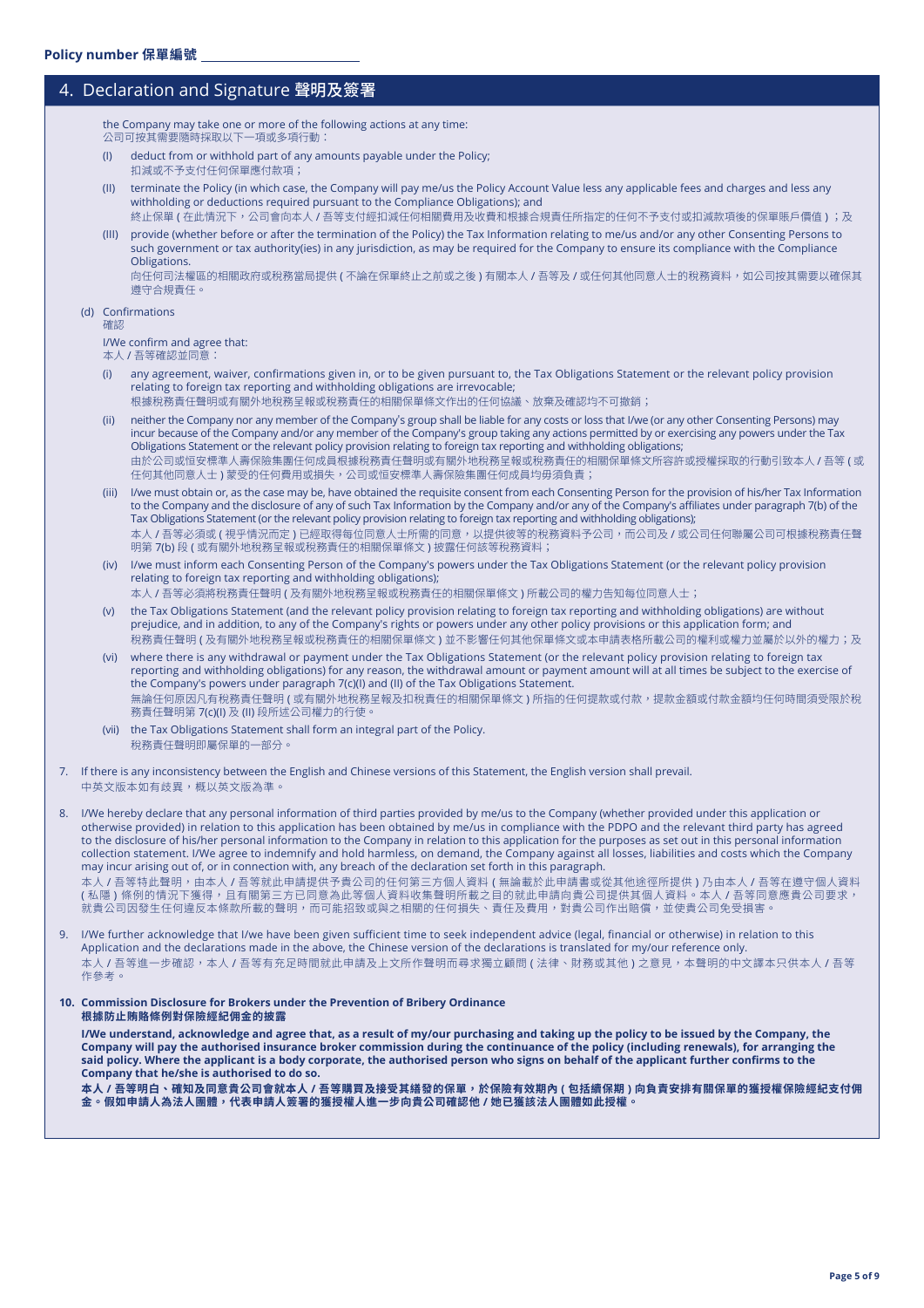Policy number 保單編號 ____________________

## 4. Declaration and Signature 聲明及簽署

the Company may take one or more of the following actions at any time:
公司可按其需要隨時採取以下一項或多項行動：

(I) deduct from or withhold part of any amounts payable under the Policy;
扣減或不予支付任何保單應付款項；

(II) terminate the Policy (in which case, the Company will pay me/us the Policy Account Value less any applicable fees and charges and less any withholding or deductions required pursuant to the Compliance Obligations); and
終止保單 ( 在此情況下，公司會向本人 / 吾等支付經扣減任何相關費用及收費和根據合規責任所指定的任何不予支付或扣減款項後的保單賬戶價值 ) ；及

(III) provide (whether before or after the termination of the Policy) the Tax Information relating to me/us and/or any other Consenting Persons to such government or tax authority(ies) in any jurisdiction, as may be required for the Company to ensure its compliance with the Compliance Obligations.
向任何司法權區的相關政府或稅務當局提供 ( 不論在保單終止之前或之後 ) 有關本人 / 吾等及 / 或任何其他同意人士的稅務資料，如公司按其需要以確保其遵守合規責任。

(d) Confirmations
確認

I/We confirm and agree that:
本人 / 吾等確認並同意：

(i) any agreement, waiver, confirmations given in, or to be given pursuant to, the Tax Obligations Statement or the relevant policy provision relating to foreign tax reporting and withholding obligations are irrevocable;
根據稅務責任聲明或有關外地稅務呈報或稅務責任的相關保單條文作出的任何協議、放棄及確認均不可撤銷；

(ii) neither the Company nor any member of the Company's group shall be liable for any costs or loss that I/we (or any other Consenting Persons) may incur because of the Company and/or any member of the Company's group taking any actions permitted by or exercising any powers under the Tax Obligations Statement or the relevant policy provision relating to foreign tax reporting and withholding obligations;
由於公司或恒安標準人壽保險集團任何成員根據稅務責任聲明或有關外地稅務呈報或稅務責任的相關保單條文所容許或授權採取的行動引致本人 / 吾等 ( 或任何其他同意人士 ) 蒙受的任何費用或損失，公司或恒安標準人壽保險集團任何成員均毋須負責；

(iii) I/we must obtain or, as the case may be, have obtained the requisite consent from each Consenting Person for the provision of his/her Tax Information to the Company and the disclosure of any of such Tax Information by the Company and/or any of the Company's affiliates under paragraph 7(b) of the Tax Obligations Statement (or the relevant policy provision relating to foreign tax reporting and withholding obligations);
本人 / 吾等必須或 ( 視乎情況而定 ) 已經取得每位同意人士所需的同意，以提供彼等的稅務資料予公司，而公司及 / 或公司任何聯屬公司可根據稅務責任聲明第 7(b) 段 ( 或有關外地稅務呈報或稅務責任的相關保單條文 ) 披露任何該等稅務資料；

(iv) I/we must inform each Consenting Person of the Company's powers under the Tax Obligations Statement (or the relevant policy provision relating to foreign tax reporting and withholding obligations);
本人 / 吾等必須將稅務責任聲明 ( 及有關外地稅務呈報或稅務責任的相關保單條文 ) 所載公司的權力告知每位同意人士；

(v) the Tax Obligations Statement (and the relevant policy provision relating to foreign tax reporting and withholding obligations) are without prejudice, and in addition, to any of the Company's rights or powers under any other policy provisions or this application form; and
稅務責任聲明 ( 及有關外地稅務呈報或稅務責任的相關保單條文 ) 並不影響任何其他保單條文或本申請表格所載公司的權利或權力並屬於以外的權力；及

(vi) where there is any withdrawal or payment under the Tax Obligations Statement (or the relevant policy provision relating to foreign tax reporting and withholding obligations) for any reason, the withdrawal amount or payment amount will at all times be subject to the exercise of the Company's powers under paragraph 7(c)(I) and (II) of the Tax Obligations Statement.
無論任何原因凡有稅務責任聲明 ( 或有關外地稅務呈報及扣稅責任的相關保單條文 ) 所指的任何提款或付款，提款金額或付款金額均任何時間須受限於稅務責任聲明第 7(c)(I) 及 (II) 段所述公司權力的行使。

(vii) the Tax Obligations Statement shall form an integral part of the Policy.
稅務責任聲明即屬保單的一部分。

7. If there is any inconsistency between the English and Chinese versions of this Statement, the English version shall prevail.
中英文版本如有歧異，概以英文版為準。

8. I/We hereby declare that any personal information of third parties provided by me/us to the Company (whether provided under this application or otherwise provided) in relation to this application has been obtained by me/us in compliance with the PDPO and the relevant third party has agreed to the disclosure of his/her personal information to the Company in relation to this application for the purposes as set out in this personal information collection statement. I/We agree to indemnify and hold harmless, on demand, the Company against all losses, liabilities and costs which the Company may incur arising out of, or in connection with, any breach of the declaration set forth in this paragraph.
本人 / 吾等特此聲明，由本人 / 吾等就此申請提供予貴公司的任何第三方個人資料 ( 無論載於此申請書或從其他途徑所提供 ) 乃由本人 / 吾等在遵守個人資料 ( 私隱 ) 條例的情況下獲得，且有關第三方已同意為此等個人資料收集聲明所載之目的就此申請向貴公司提供其個人資料。本人 / 吾等同意應貴公司要求，就貴公司因發生任何違反本條款所載的聲明，而可能招致或與之相關的任何損失、責任及費用，對貴公司作出賠償，並使貴公司免受損害。

9. I/We further acknowledge that I/we have been given sufficient time to seek independent advice (legal, financial or otherwise) in relation to this Application and the declarations made in the above, the Chinese version of the declarations is translated for my/our reference only.
本人 / 吾等進一步確認，本人 / 吾等有充足時間就此申請及上文所作聲明而尋求獨立顧問 ( 法律、財務或其他 ) 之意見，本聲明的中文譯本只供本人 / 吾等作參考。

10. **Commission Disclosure for Brokers under the Prevention of Bribery Ordinance**
**根據防止賄賂條例對保險經紀佣金的披露**

**I/We understand, acknowledge and agree that, as a result of my/our purchasing and taking up the policy to be issued by the Company, the Company will pay the authorised insurance broker commission during the continuance of the policy (including renewals), for arranging the said policy. Where the applicant is a body corporate, the authorised person who signs on behalf of the applicant further confirms to the Company that he/she is authorised to do so.**
**本人 / 吾等明白、確知及同意貴公司會就本人 / 吾等購買及接受其繕發的保單，於保險有效期內 ( 包括續保期 ) 向負責安排有關保單的獲授權保險經紀支付佣金。假如申請人為法人團體，代表申請人簽署的獲授權人進一步向貴公司確認他 / 她已獲該法人團體如此授權。**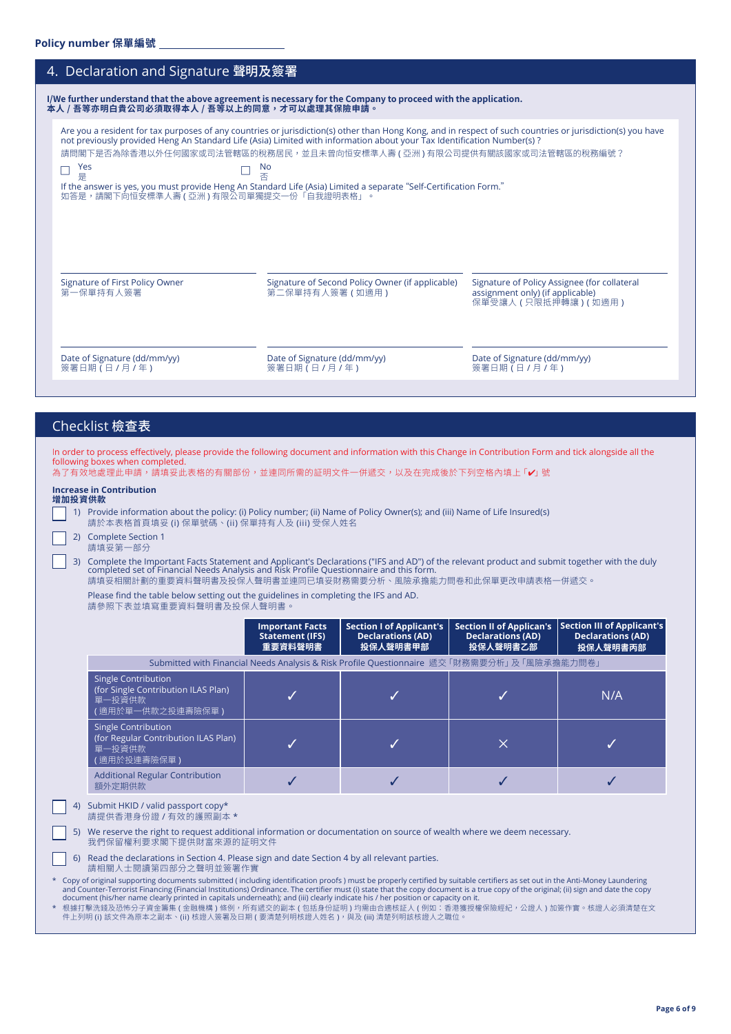Policy number 保單編號 ____________________

## 4. Declaration and Signature 聲明及簽署

**I/We further understand that the above agreement is necessary for the Company to proceed with the application.**
**本人 / 吾等亦明白貴公司必須取得本人 / 吾等以上的同意，才可以處理其保險申請。**

Are you a resident for tax purposes of any countries or jurisdiction(s) other than Hong Kong, and in respect of such countries or jurisdiction(s) you have not previously provided Heng An Standard Life (Asia) Limited with information about your Tax Identification Number(s) ?
請問閣下是否為除香港以外任何國家或司法管轄區的稅務居民，並且未曾向恒安標準人壽 ( 亞洲 ) 有限公司提供有關該國家或司法管轄區的稅務編號？

☐ Yes 是　　☐ No 否

If the answer is yes, you must provide Heng An Standard Life (Asia) Limited a separate "Self-Certification Form."
如答是，請閣下向恒安標準人壽 ( 亞洲 ) 有限公司單獨提交一份「自我證明表格」。

| Signature of First Policy Owner<br>第一保單持有人簽署 | Signature of Second Policy Owner (if applicable)<br>第二保單持有人簽署 ( 如適用 ) | Signature of Policy Assignee (for collateral assignment only) (if applicable)<br>保單受讓人 ( 只限抵押轉讓 ) ( 如適用 ) |
|---|---|---|
| Date of Signature (dd/mm/yy)<br>簽署日期 ( 日 / 月 / 年 ) | Date of Signature (dd/mm/yy)<br>簽署日期 ( 日 / 月 / 年 ) | Date of Signature (dd/mm/yy)<br>簽署日期 ( 日 / 月 / 年 ) |

## Checklist 檢查表

In order to process effectively, please provide the following document and information with this Change in Contribution Form and tick alongside all the following boxes when completed.
為了有效地處理此申請，請填妥此表格的有關部份，並連同所需的證明文件一併遞交，以及在完成後於下列空格內填上「✔」號

**Increase in Contribution**
**增加投資供款**

☐ 1) Provide information about the policy: (i) Policy number; (ii) Name of Policy Owner(s); and (iii) Name of Life Insured(s)
請於本表格首頁填妥 (i) 保單號碼、(ii) 保單持有人及 (iii) 受保人姓名

☐ 2) Complete Section 1
請填妥第一部分

☐ 3) Complete the Important Facts Statement and Applicant's Declarations ("IFS and AD") of the relevant product and submit together with the duly completed set of Financial Needs Analysis and Risk Profile Questionnaire and this form.
請填妥相關計劃的重要資料聲明書及投保人聲明書並連同已填妥財務需要分析、風險承擔能力問卷和此保單更改申請表格一併遞交。

Please find the table below setting out the guidelines in completing the IFS and AD.
請參照下表並填寫重要資料聲明書及投保人聲明書。

| | Important Facts Statement (IFS)<br>重要資料聲明書 | Section I of Applicant's Declarations (AD)<br>投保人聲明書甲部 | Section II of Applican's Declarations (AD)<br>投保人聲明書乙部 | Section III of Applicant's Declarations (AD)<br>投保人聲明書丙部 |
|---|---|---|---|---|
| Submitted with Financial Needs Analysis & Risk Profile Questionnaire 遞交「財務需要分析」及「風險承擔能力問卷」 | | | | |
| Single Contribution (for Single Contribution ILAS Plan)<br>單一投資供款<br>( 適用於單一供款之投連壽險保單 ) | ✓ | ✓ | ✓ | N/A |
| Single Contribution (for Regular Contribution ILAS Plan)<br>單一投資供款<br>( 適用於投連壽險保單 ) | ✓ | ✓ | × | ✓ |
| Additional Regular Contribution<br>額外定期供款 | ✓ | ✓ | ✓ | ✓ |

☐ 4) Submit HKID / valid passport copy*
請提供香港身份證 / 有效的護照副本 *

☐ 5) We reserve the right to request additional information or documentation on source of wealth where we deem necessary.
我們保留權利要求閣下提供財富來源的證明文件

☐ 6) Read the declarations in Section 4. Please sign and date Section 4 by all relevant parties.
請相關人士閱讀第四部分之聲明並簽署作實

\* Copy of original supporting documents submitted ( including identification proofs ) must be properly certified by suitable certifiers as set out in the Anti-Money Laundering and Counter-Terrorist Financing (Financial Institutions) Ordinance. The certifier must (i) state that the copy document is a true copy of the original; (ii) sign and date the copy document (his/her name clearly printed in capitals underneath); and (iii) clearly indicate his / her position or capacity on it.

\* 根據打擊洗錢及恐怖分子資金籌集 ( 金融機構 ) 條例，所有遞交的副本 ( 包括身份証明 ) 均需由合適核証人 ( 例如：香港獲授權保險經紀，公證人 ) 加簽作實。核證人必須清楚在文件上列明 (i) 該文件為原本之副本、(ii) 核證人簽署及日期 ( 要清楚列明核證人姓名 )，與及 (iii) 清楚列明該核證人之職位。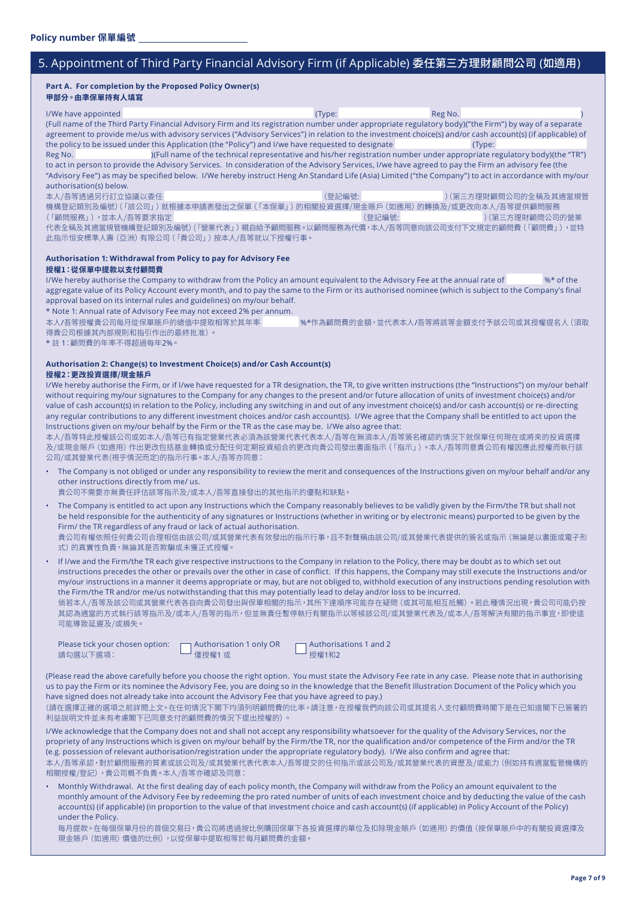Policy number 保單編號 ____________________

## 5. Appointment of Third Party Financial Advisory Firm (if Applicable) 委任第三方理財顧問公司 (如適用)

**Part A. For completion by the Proposed Policy Owner(s)**
**甲部分。由準保單持有人填寫**

I/We have appointed ____________________ (Type: ____________ Reg No. ____________)
(Full name of the Third Party Financial Advisory Firm and its registration number under appropriate regulatory body)("the Firm") by way of a separate agreement to provide me/us with advisory services ("Advisory Services") in relation to the investment choice(s) and/or cash account(s) (if applicable) of the policy to be issued under this Application (the "Policy") and I/we have requested to designate ____________ (Type: ____________ Reg No. ____________)(Full name of the technical representative and his/her registration number under appropriate regulatory body)(the "TR") to act in person to provide the Advisory Services. In consideration of the Advisory Services, I/we have agreed to pay the Firm an advisory fee (the "Advisory Fee") as may be specified below. I/We hereby instruct Heng An Standard Life (Asia) Limited ("the Company") to act in accordance with my/our authorisation(s) below.

本人/吾等透過另行訂立協議以委任 ____________________ (登記編號: ____________ ) (第三方理財顧問公司的全稱及其適當規管機構登記類別及編號) (「該公司」) 就根據本申請表發出之保單 (「本保單」) 的相關投資選擇/現金賬戶 (如適用) 的轉換及/或更改向本人/吾等提供顧問服務 (「顧問服務」)，並本人/吾等要求指定 ____________ (登記編號: ____________ ) (第三方理財顧問公司的營業代表全稱及其適當規管機構登記類別及編號) (「營業代表」) 親自給予顧問服務。以顧問服務為代價，本人/吾等同意向該公司支付下文規定的顧問費 (「顧問費」)，並特此指示恒安標準人壽 (亞洲) 有限公司 (「貴公司」) 按本人/吾等就以下授權行事。

**Authorisation 1: Withdrawal from Policy to pay for Advisory Fee**
**授權1：從保單中提款以支付顧問費**

I/We hereby authorise the Company to withdraw from the Policy an amount equivalent to the Advisory Fee at the annual rate of ________ %* of the aggregate value of its Policy Account every month, and to pay the same to the Firm or its authorised nominee (which is subject to the Company's final approval based on its internal rules and guidelines) on my/our behalf.

\* Note 1: Annual rate of Advisory Fee may not exceed 2% per annum.

本人/吾等授權貴公司每月從保單賬戶的總值中提取相等於其年率 ________ %*作為顧問費的金額，並代表本人/吾等將該等金額支付予該公司或其授權提名人 (須取得貴公司根據其內部規則和指引作出的最終批准)。

\* 註 1：顧問費的年率不得超過每年2%。

**Authorisation 2: Change(s) to Investment Choice(s) and/or Cash Account(s)**
**授權2：更改投資選擇/現金賬戶**

I/We hereby authorise the Firm, or if I/we have requested for a TR designation, the TR, to give written instructions (the "Instructions") on my/our behalf without requiring my/our signatures to the Company for any changes to the present and/or future allocation of units of investment choice(s) and/or value of cash account(s) in relation to the Policy, including any switching in and out of any investment choice(s) and/or cash account(s) or re-directing any regular contributions to any different investment choices and/or cash account(s). I/We agree that the Company shall be entitled to act upon the Instructions given on my/our behalf by the Firm or the TR as the case may be. I/We also agree that:

本人/吾等特此授權該公司或如本人/吾等已有指定營業代表必須為該營業代表代表本人/吾等在無須本人/吾等簽名確認的情況下就保單任何現在或將來的投資選擇及/或現金賬戶 (如適用) 作出更改包括基金轉換或分配任何定期投資組合的更改向貴公司發出書面指示 (「指示」)。本人/吾等同意貴公司有權因應此授權而執行該公司/或其營業代表(視乎情況而定)的指示行事。本人/吾等亦同意：

- The Company is not obliged or under any responsibility to review the merit and consequences of the Instructions given on my/our behalf and/or any other instructions directly from me/ us.
  貴公司不需要亦無責任評估該等指示及/或本人/吾等直接發出的其他指示的優點和缺點。
- The Company is entitled to act upon any Instructions which the Company reasonably believes to be validly given by the Firm/the TR but shall not be held responsible for the authenticity of any signatures or Instructions (whether in writing or by electronic means) purported to be given by the Firm/ the TR regardless of any fraud or lack of actual authorisation.
  貴公司有權依照任何貴公司合理相信由該公司/或其營業代表有效發出的指示行事，且不對聲稱由該公司/或其營業代表提供的簽名或指示 (無論是以書面或電子形式) 的真實性負責，無論其是否欺騙或未獲正式授權。
- If I/we and the Firm/the TR each give respective instructions to the Company in relation to the Policy, there may be doubt as to which set out instructions precedes the other or prevails over the other in case of conflict. If this happens, the Company may still execute the Instructions and/or my/our instructions in a manner it deems appropriate or may, but are not obliged to, withhold execution of any instructions pending resolution with the Firm/the TR and/or me/us notwithstanding that this may lead to delay and/or loss to be incurred.
  倘若本人/吾等及該公司或其營業代表各自向貴公司發出與保單相關的指示，其所下達順序可能存在疑問 (或其可能相互抵觸)。若此種情況出現，貴公司可能仍按其認為適當的方式執行該等指示及/或本人/吾等的指示，但並無責任暫停執行有關指示以等候該公司/或其營業代表及/或本人/吾等解決有關的指示事宜，即使這可能導致延遲及/或損失。

Please tick your chosen option: 請勾選以下選項：
☐ Authorisation 1 only OR 僅授權1 或
☐ Authorisations 1 and 2 授權1和2

(Please read the above carefully before you choose the right option. You must state the Advisory Fee rate in any case. Please note that in authorising us to pay the Firm or its nominee the Advisory Fee, you are doing so in the knowledge that the Benefit Illustration Document of the Policy which you have signed does not already take into account the Advisory Fee that you have agreed to pay.)
(請在選擇正確的選項之前詳閱上文。在任何情況下閣下均須列明顧問費的比率。請注意，在授權我們向該公司或其提名人支付顧問費時閣下是在已知道閣下已簽署的利益說明文件並未有考慮閣下已同意支付的顧問費的情況下提出授權的)。

I/We acknowledge that the Company does not and shall not accept any responsibility whatsoever for the quality of the Advisory Services, nor the propriety of any Instructions which is given on my/our behalf by the Firm/the TR, nor the qualification and/or competence of the Firm and/or the TR (e.g. possession of relevant authorisation/registration under the appropriate regulatory body). I/We also confirm and agree that:
本人/吾等承認，對於顧問服務的質素或該公司及/或其營業代表代表本人/吾等提交的任何指示或該公司及/或其營業代表的資歷及/或能力 (例如持有適當監管機構的相關授權/登記)，貴公司概不負責。本人/吾等亦確認及同意：

- Monthly Withdrawal. At the first dealing day of each policy month, the Company will withdraw from the Policy an amount equivalent to the monthly amount of the Advisory Fee by redeeming the pro rated number of units of each investment choice and by deducting the value of the cash account(s) (if applicable) (in proportion to the value of that investment choice and cash account(s) (if applicable) in Policy Account of the Policy) under the Policy.
  每月提款。在每個保單月份的首個交易日，貴公司將透過按比例贖回保單下各投資選擇的單位及扣除現金賬戶 (如適用) 的價值 (按保單賬戶中的有關投資選擇及現金賬戶 (如適用) 價值的比例)，以從保單中提取相等於每月顧問費的金額。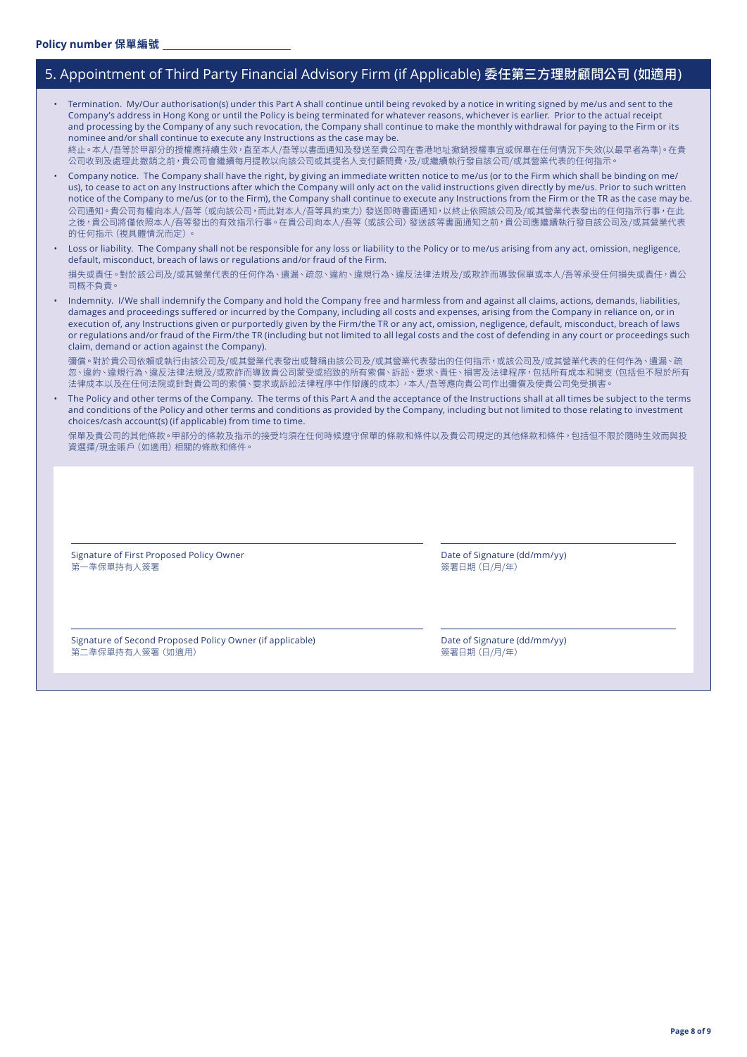**Policy number 保單編號** ______________________

## 5. Appointment of Third Party Financial Advisory Firm (if Applicable) 委任第三方理財顧問公司 (如適用)

- Termination. My/Our authorisation(s) under this Part A shall continue until being revoked by a notice in writing signed by me/us and sent to the Company's address in Hong Kong or until the Policy is being terminated for whatever reasons, whichever is earlier. Prior to the actual receipt and processing by the Company of any such revocation, the Company shall continue to make the monthly withdrawal for paying to the Firm or its nominee and/or shall continue to execute any Instructions as the case may be.
  終止。本人/吾等於甲部分的授權應持續生效，直至本人/吾等以書面通知及發送至貴公司在香港地址撤銷授權事宜或保單在任何情況下失效(以最早者為準)。在貴公司收到及處理此撤銷之前，貴公司會繼續每月提款以向該公司或其提名人支付顧問費，及/或繼續執行發自該公司/或其營業代表的任何指示。
- Company notice. The Company shall have the right, by giving an immediate written notice to me/us (or to the Firm which shall be binding on me/us), to cease to act on any Instructions after which the Company will only act on the valid instructions given directly by me/us. Prior to such written notice of the Company to me/us (or to the Firm), the Company shall continue to execute any Instructions from the Firm or the TR as the case may be.
  公司通知。貴公司有權向本人/吾等（或向該公司，而此對本人/吾等具約束力）發送即時書面通知，以終止依照該公司及/或其營業代表發出的任何指示行事，在此之後，貴公司將僅依照本人/吾等發出的有效指示行事。在貴公司向本人/吾等（或該公司）發送該等書面通知之前，貴公司應繼續執行發自該公司及/或其營業代表的任何指示（視具體情況而定）。
- Loss or liability. The Company shall not be responsible for any loss or liability to the Policy or to me/us arising from any act, omission, negligence, default, misconduct, breach of laws or regulations and/or fraud of the Firm.
  損失或責任。對於該公司及/或其營業代表的任何作為、遺漏、疏忽、違約、違規行為、違反法律法規及/或欺詐而導致保單或本人/吾等承受任何損失或責任，貴公司概不負責。
- Indemnity. I/We shall indemnify the Company and hold the Company free and harmless from and against all claims, actions, demands, liabilities, damages and proceedings suffered or incurred by the Company, including all costs and expenses, arising from the Company in reliance on, or in execution of, any Instructions given or purportedly given by the Firm/the TR or any act, omission, negligence, default, misconduct, breach of laws or regulations and/or fraud of the Firm/the TR (including but not limited to all legal costs and the cost of defending in any court or proceedings such claim, demand or action against the Company).
  彌償。對於貴公司依賴或執行由該公司及/或其營業代表發出或聲稱由該公司及/或其營業代表發出的任何指示，或該公司及/或其營業代表的任何作為、遺漏、疏忽、違約、違規行為、違反法律法規及/或欺詐而導致貴公司蒙受或招致的所有索償、訴訟、要求、責任、損害及法律程序，包括所有成本和開支（包括但不限於所有法律成本以及在任何法院或針對貴公司的索償、要求或訴訟法律程序中作辯護的成本），本人/吾等應向貴公司作出彌償及使貴公司免受損害。
- The Policy and other terms of the Company. The terms of this Part A and the acceptance of the Instructions shall at all times be subject to the terms and conditions of the Policy and other terms and conditions as provided by the Company, including but not limited to those relating to investment choices/cash account(s) (if applicable) from time to time.
  保單及貴公司的其他條款。甲部分的條款及指示的接受均須在任何時候遵守保單的條款和條件以及貴公司規定的其他條款和條件，包括但不限於隨時生效而與投資選擇/現金賬戶（如適用）相關的條款和條件。

______________________
Signature of First Proposed Policy Owner
第一準保單持有人簽署

______________________
Date of Signature (dd/mm/yy)
簽署日期 (日/月/年)

______________________
Signature of Second Proposed Policy Owner (if applicable)
第二準保單持有人簽署 (如適用)

______________________
Date of Signature (dd/mm/yy)
簽署日期 (日/月/年)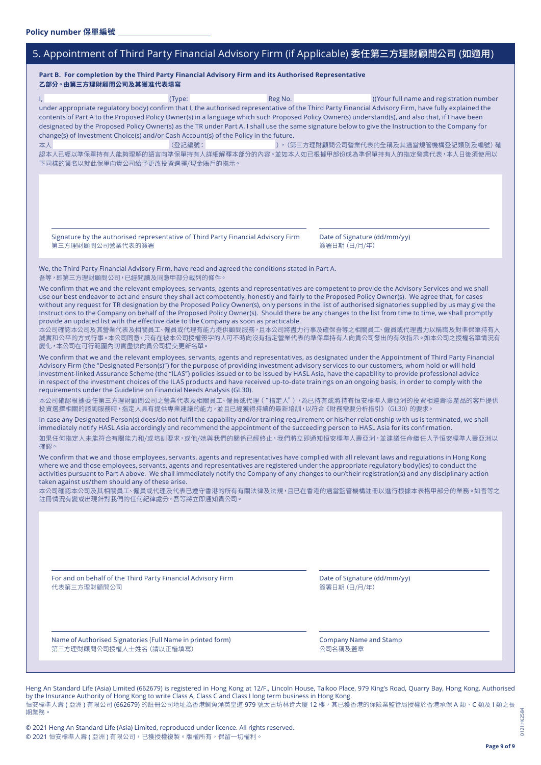Policy number 保單編號 ____________________

## 5. Appointment of Third Party Financial Advisory Firm (if Applicable) 委任第三方理財顧問公司 (如適用)

**Part B. For completion by the Third Party Financial Advisory Firm and its Authorised Representative**
**乙部分。由第三方理財顧問公司及其獲准代表填寫**

I, ____________________ (Type: ____________ Reg No. ____________ )(Your full name and registration number under appropriate regulatory body) confirm that I, the authorised representative of the Third Party Financial Advisory Firm, have fully explained the contents of Part A to the Proposed Policy Owner(s) in a language which such Proposed Policy Owner(s) understand(s), and also that, if I have been designated by the Proposed Policy Owner(s) as the TR under Part A, I shall use the same signature below to give the Instruction to the Company for change(s) of Investment Choice(s) and/or Cash Account(s) of the Policy in the future.

本人 ____________________ (登記編號：____________ )，(第三方理財顧問公司營業代表的全稱及其適當規管機構登記類別及編號) 確認本人已經以準保單持有人能夠理解的語言向準保單持有人詳細解釋本部分的內容。並如本人如已根據甲部份成為準保單持有人的指定營業代表，本人日後須使用以下同樣的簽名以就此保單向貴公司給予更改投資選擇/現金賬戶的指示。

Signature by the authorised representative of Third Party Financial Advisory Firm
第三方理財顧問公司營業代表的簽署

Date of Signature (dd/mm/yy)
簽署日期 (日/月/年)

We, the Third Party Financial Advisory Firm, have read and agreed the conditions stated in Part A.
吾等，即第三方理財顧問公司，已經閱讀及同意甲部分載列的條件。

We confirm that we and the relevant employees, servants, agents and representatives are competent to provide the Advisory Services and we shall use our best endeavor to act and ensure they shall act competently, honestly and fairly to the Proposed Policy Owner(s). We agree that, for cases without any request for TR designation by the Proposed Policy Owner(s), only persons in the list of authorised signatories supplied by us may give the Instructions to the Company on behalf of the Proposed Policy Owner(s). Should there be any changes to the list from time to time, we shall promptly provide an updated list with the effective date to the Company as soon as practicable.
本公司確認本公司及其營業代表及相關員工、僱員或代理有能力提供顧問服務，且本公司將盡力行事及確保吾等之相關員工、僱員或代理盡力以稱職及對準保單持有人誠實和公平的方式行事。本公司同意，只有在被本公司授權簽字的人可不時向沒有指定營業代表的準保單持有人向貴公司發出的有效指示。如本公司之授權名單情況有變化，本公司在可行範圍內切實盡快向貴公司提交更新名單。

We confirm that we and the relevant employees, servants, agents and representatives, as designated under the Appointment of Third Party Financial Advisory Firm (the "Designated Person(s)") for the purpose of providing investment advisory services to our customers, whom hold or will hold Investment-linked Assurance Scheme (the "ILAS") policies issued or to be issued by HASL Asia, have the capability to provide professional advice in respect of the investment choices of the ILAS products and have received up-to-date trainings on an ongoing basis, in order to comply with the requirements under the Guideline on Financial Needs Analysis (GL30).
本公司確認根據委任第三方理財顧問公司之營業代表及相關員工、僱員或代理（"指定人"），為已持有或將持有恒安標準人壽亞洲的投資相連壽險產品的客戶提供投資選擇相關的諮詢服務時，指定人具有提供專業建議的能力，並且已經獲得持續的最新培訓，以符合《財務需要分析指引》(GL30) 的要求。

In case any Designated Person(s) does/do not fulfil the capability and/or training requirement or his/her relationship with us is terminated, we shall immediately notify HASL Asia accordingly and recommend the appointment of the succeeding person to HASL Asia for its confirmation.
如果任何指定人未能符合有關能力和/或培訓要求，或他/她與我們的關係已經終止，我們將立即通知恒安標準人壽亞洲，並建議任命繼任人予恒安標準人壽亞洲以確認。

We confirm that we and those employees, servants, agents and representatives have complied with all relevant laws and regulations in Hong Kong where we and those employees, servants, agents and representatives are registered under the appropriate regulatory body(ies) to conduct the activities pursuant to Part A above. We shall immediately notify the Company of any changes to our/their registration(s) and any disciplinary action taken against us/them should any of these arise.
本公司確認本公司及其相關員工、僱員或代理及代表已遵守香港的所有有關法律及法規，且已在香港的適當監管機構註冊以進行根據本表格甲部分的業務。如吾等之註冊情況有變或出現針對我們的任何紀律處分，吾等將立即通知貴公司。

For and on behalf of the Third Party Financial Advisory Firm
代表第三方理財顧問公司

Date of Signature (dd/mm/yy)
簽署日期 (日/月/年)

Name of Authorised Signatories (Full Name in printed form)
第三方理財顧問公司授權人士姓名 (請以正楷填寫)

Company Name and Stamp
公司名稱及蓋章

Heng An Standard Life (Asia) Limited (662679) is registered in Hong Kong at 12/F., Lincoln House, Taikoo Place, 979 King's Road, Quarry Bay, Hong Kong. Authorised by the Insurance Authority of Hong Kong to write Class A, Class C and Class I long term business in Hong Kong.
恒安標準人壽 ( 亞洲 ) 有限公司 (662679) 的註冊公司地址為香港鰂魚涌英皇道 979 號太古坊林肯大廈 12 樓，其已獲香港的保險業監管局授權於香港承保 A 類、C 類及 I 類之長期業務。

© 2021 Heng An Standard Life (Asia) Limited, reproduced under licence. All rights reserved.
© 2021 恒安標準人壽 ( 亞洲 ) 有限公司，已獲授權複製。版權所有，保留一切權利。

0121HK2584